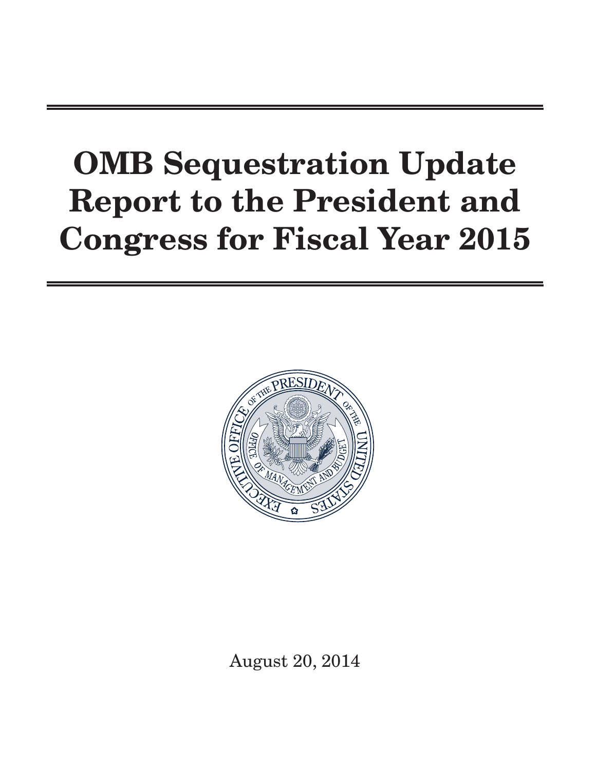# OMB Sequestration Update Report to the President and Congress for Fiscal Year 2015

August 20, 2014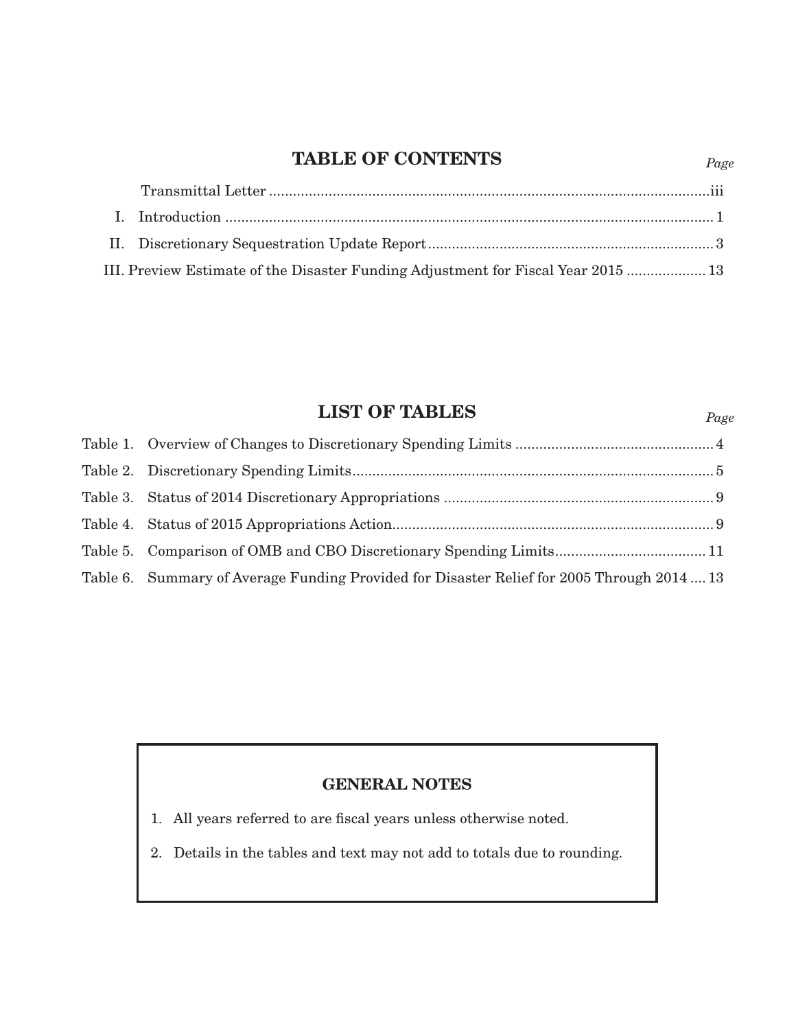# TABLE OF CONTENTS

| | *Page* |
|---|---|
| Transmittal Letter | iii |
| I. Introduction | 1 |
| II. Discretionary Sequestration Update Report | 3 |
| III. Preview Estimate of the Disaster Funding Adjustment for Fiscal Year 2015 | 13 |

# LIST OF TABLES

| | *Page* |
|---|---|
| Table 1. Overview of Changes to Discretionary Spending Limits | 4 |
| Table 2. Discretionary Spending Limits | 5 |
| Table 3. Status of 2014 Discretionary Appropriations | 9 |
| Table 4. Status of 2015 Appropriations Action | 9 |
| Table 5. Comparison of OMB and CBO Discretionary Spending Limits | 11 |
| Table 6. Summary of Average Funding Provided for Disaster Relief for 2005 Through 2014 | 13 |

**GENERAL NOTES**

1. All years referred to are fiscal years unless otherwise noted.
2. Details in the tables and text may not add to totals due to rounding.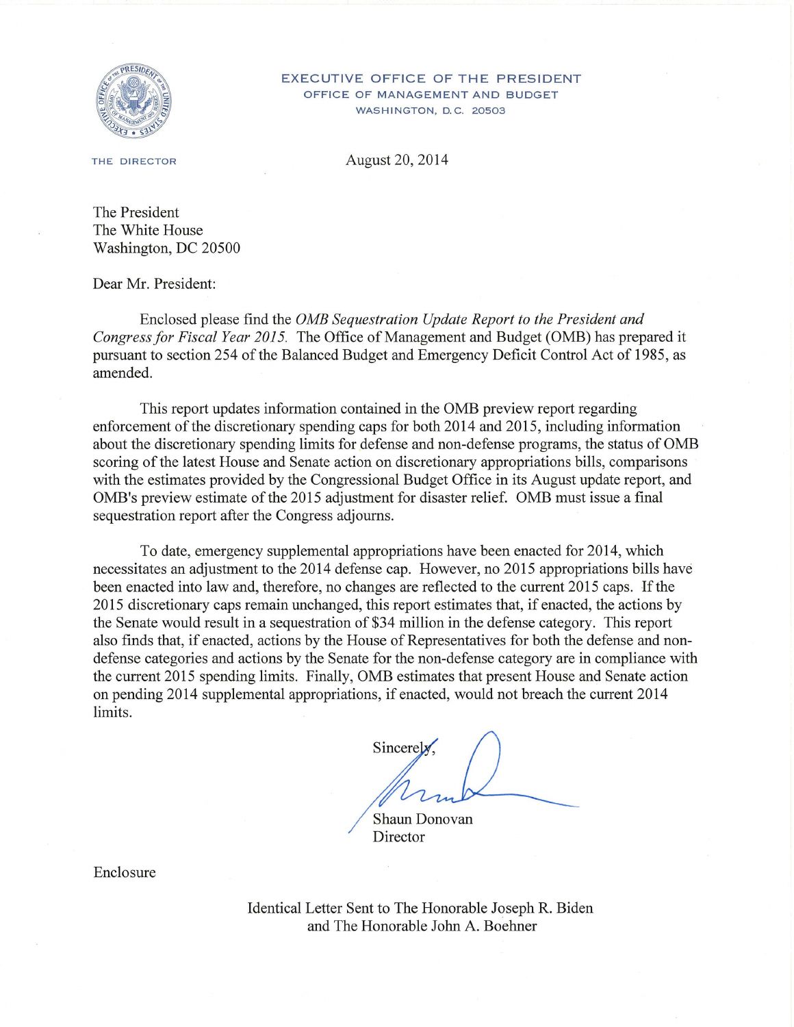EXECUTIVE OFFICE OF THE PRESIDENT
OFFICE OF MANAGEMENT AND BUDGET
WASHINGTON, D.C. 20503

THE DIRECTOR

August 20, 2014

The President
The White House
Washington, DC 20500

Dear Mr. President:

Enclosed please find the *OMB Sequestration Update Report to the President and Congress for Fiscal Year 2015.* The Office of Management and Budget (OMB) has prepared it pursuant to section 254 of the Balanced Budget and Emergency Deficit Control Act of 1985, as amended.

This report updates information contained in the OMB preview report regarding enforcement of the discretionary spending caps for both 2014 and 2015, including information about the discretionary spending limits for defense and non-defense programs, the status of OMB scoring of the latest House and Senate action on discretionary appropriations bills, comparisons with the estimates provided by the Congressional Budget Office in its August update report, and OMB's preview estimate of the 2015 adjustment for disaster relief. OMB must issue a final sequestration report after the Congress adjourns.

To date, emergency supplemental appropriations have been enacted for 2014, which necessitates an adjustment to the 2014 defense cap. However, no 2015 appropriations bills have been enacted into law and, therefore, no changes are reflected to the current 2015 caps. If the 2015 discretionary caps remain unchanged, this report estimates that, if enacted, the actions by the Senate would result in a sequestration of $34 million in the defense category. This report also finds that, if enacted, actions by the House of Representatives for both the defense and non-defense categories and actions by the Senate for the non-defense category are in compliance with the current 2015 spending limits. Finally, OMB estimates that present House and Senate action on pending 2014 supplemental appropriations, if enacted, would not breach the current 2014 limits.

Sincerely,

Shaun Donovan
Director

Enclosure

Identical Letter Sent to The Honorable Joseph R. Biden
and The Honorable John A. Boehner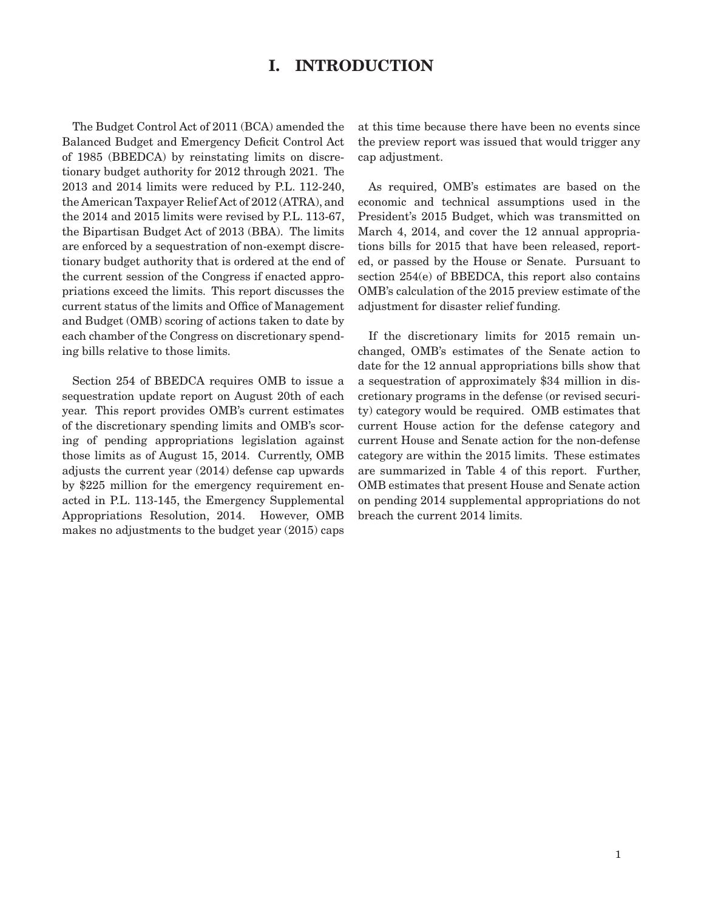# I. INTRODUCTION

The Budget Control Act of 2011 (BCA) amended the Balanced Budget and Emergency Deficit Control Act of 1985 (BBEDCA) by reinstating limits on discretionary budget authority for 2012 through 2021. The 2013 and 2014 limits were reduced by P.L. 112-240, the American Taxpayer Relief Act of 2012 (ATRA), and the 2014 and 2015 limits were revised by P.L. 113-67, the Bipartisan Budget Act of 2013 (BBA). The limits are enforced by a sequestration of non-exempt discretionary budget authority that is ordered at the end of the current session of the Congress if enacted appropriations exceed the limits. This report discusses the current status of the limits and Office of Management and Budget (OMB) scoring of actions taken to date by each chamber of the Congress on discretionary spending bills relative to those limits.

Section 254 of BBEDCA requires OMB to issue a sequestration update report on August 20th of each year. This report provides OMB's current estimates of the discretionary spending limits and OMB's scoring of pending appropriations legislation against those limits as of August 15, 2014. Currently, OMB adjusts the current year (2014) defense cap upwards by $225 million for the emergency requirement enacted in P.L. 113-145, the Emergency Supplemental Appropriations Resolution, 2014. However, OMB makes no adjustments to the budget year (2015) caps at this time because there have been no events since the preview report was issued that would trigger any cap adjustment.

As required, OMB's estimates are based on the economic and technical assumptions used in the President's 2015 Budget, which was transmitted on March 4, 2014, and cover the 12 annual appropriations bills for 2015 that have been released, reported, or passed by the House or Senate. Pursuant to section 254(e) of BBEDCA, this report also contains OMB's calculation of the 2015 preview estimate of the adjustment for disaster relief funding.

If the discretionary limits for 2015 remain unchanged, OMB's estimates of the Senate action to date for the 12 annual appropriations bills show that a sequestration of approximately $34 million in discretionary programs in the defense (or revised security) category would be required. OMB estimates that current House action for the defense category and current House and Senate action for the non-defense category are within the 2015 limits. These estimates are summarized in Table 4 of this report. Further, OMB estimates that present House and Senate action on pending 2014 supplemental appropriations do not breach the current 2014 limits.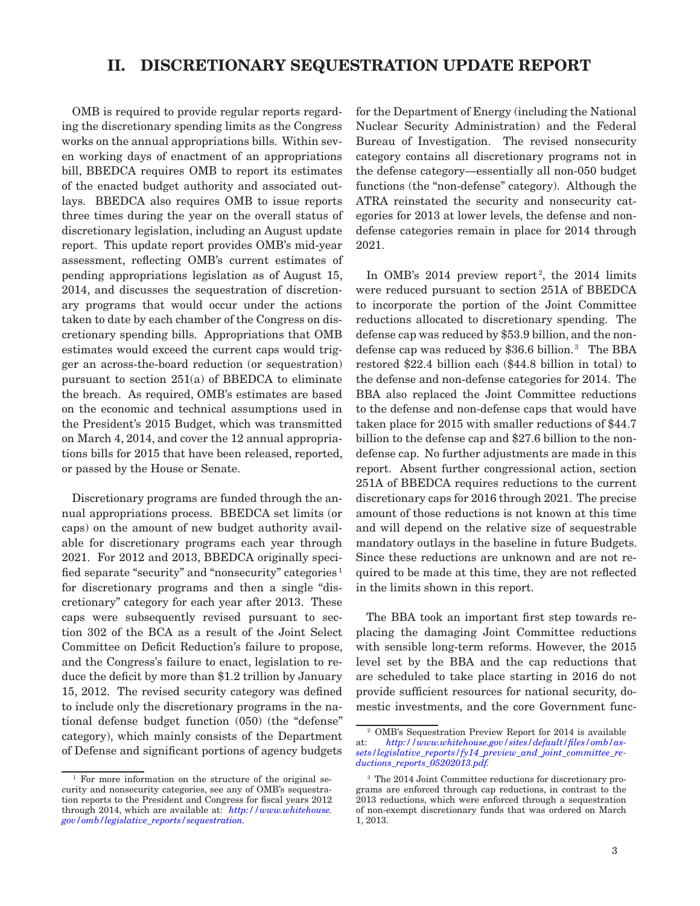# II. DISCRETIONARY SEQUESTRATION UPDATE REPORT

OMB is required to provide regular reports regarding the discretionary spending limits as the Congress works on the annual appropriations bills. Within seven working days of enactment of an appropriations bill, BBEDCA requires OMB to report its estimates of the enacted budget authority and associated outlays. BBEDCA also requires OMB to issue reports three times during the year on the overall status of discretionary legislation, including an August update report. This update report provides OMB's mid-year assessment, reflecting OMB's current estimates of pending appropriations legislation as of August 15, 2014, and discusses the sequestration of discretionary programs that would occur under the actions taken to date by each chamber of the Congress on discretionary spending bills. Appropriations that OMB estimates would exceed the current caps would trigger an across-the-board reduction (or sequestration) pursuant to section 251(a) of BBEDCA to eliminate the breach. As required, OMB's estimates are based on the economic and technical assumptions used in the President's 2015 Budget, which was transmitted on March 4, 2014, and cover the 12 annual appropriations bills for 2015 that have been released, reported, or passed by the House or Senate.

Discretionary programs are funded through the annual appropriations process. BBEDCA set limits (or caps) on the amount of new budget authority available for discretionary programs each year through 2021. For 2012 and 2013, BBEDCA originally specified separate "security" and "nonsecurity" categories[1] for discretionary programs and then a single "discretionary" category for each year after 2013. These caps were subsequently revised pursuant to section 302 of the BCA as a result of the Joint Select Committee on Deficit Reduction's failure to propose, and the Congress's failure to enact, legislation to reduce the deficit by more than $1.2 trillion by January 15, 2012. The revised security category was defined to include only the discretionary programs in the national defense budget function (050) (the "defense" category), which mainly consists of the Department of Defense and significant portions of agency budgets for the Department of Energy (including the National Nuclear Security Administration) and the Federal Bureau of Investigation. The revised nonsecurity category contains all discretionary programs not in the defense category—essentially all non-050 budget functions (the "non-defense" category). Although the ATRA reinstated the security and nonsecurity categories for 2013 at lower levels, the defense and non-defense categories remain in place for 2014 through 2021.

In OMB's 2014 preview report[2], the 2014 limits were reduced pursuant to section 251A of BBEDCA to incorporate the portion of the Joint Committee reductions allocated to discretionary spending. The defense cap was reduced by $53.9 billion, and the non-defense cap was reduced by $36.6 billion.[3] The BBA restored $22.4 billion each ($44.8 billion in total) to the defense and non-defense categories for 2014. The BBA also replaced the Joint Committee reductions to the defense and non-defense caps that would have taken place for 2015 with smaller reductions of $44.7 billion to the defense cap and $27.6 billion to the non-defense cap. No further adjustments are made in this report. Absent further congressional action, section 251A of BBEDCA requires reductions to the current discretionary caps for 2016 through 2021. The precise amount of those reductions is not known at this time and will depend on the relative size of sequestrable mandatory outlays in the baseline in future Budgets. Since these reductions are unknown and are not required to be made at this time, they are not reflected in the limits shown in this report.

The BBA took an important first step towards replacing the damaging Joint Committee reductions with sensible long-term reforms. However, the 2015 level set by the BBA and the cap reductions that are scheduled to take place starting in 2016 do not provide sufficient resources for national security, domestic investments, and the core Government func-

---

[1] For more information on the structure of the original security and nonsecurity categories, see any of OMB's sequestration reports to the President and Congress for fiscal years 2012 through 2014, which are available at: *http://www.whitehouse.gov/omb/legislative_reports/sequestration*.

[2] OMB's Sequestration Preview Report for 2014 is available at: *http://www.whitehouse.gov/sites/default/files/omb/assets/legislative_reports/fy14_preview_and_joint_committee_reductions_reports_05202013.pdf*.

[3] The 2014 Joint Committee reductions for discretionary programs are enforced through cap reductions, in contrast to the 2013 reductions, which were enforced through a sequestration of non-exempt discretionary funds that was ordered on March 1, 2013.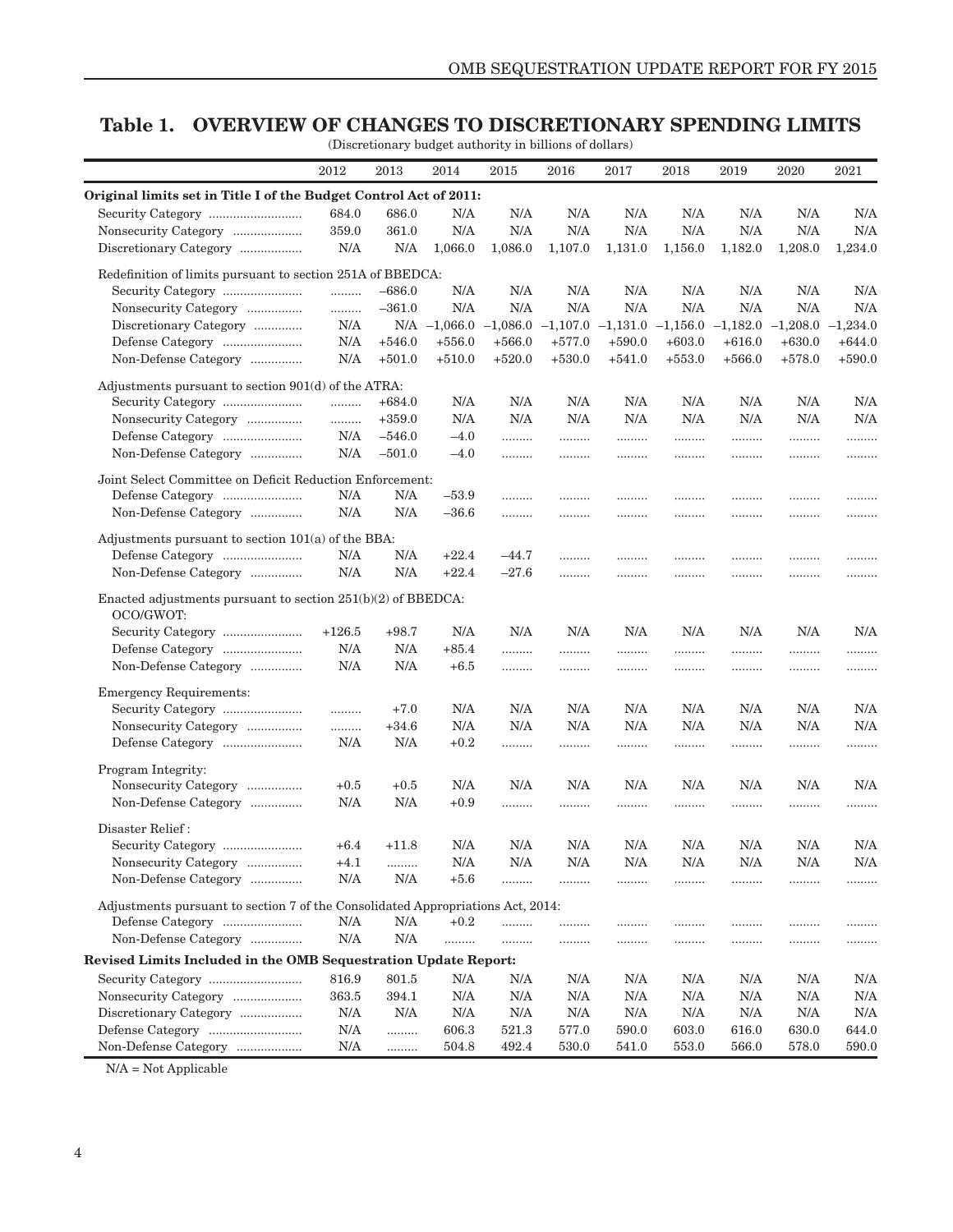## Table 1. OVERVIEW OF CHANGES TO DISCRETIONARY SPENDING LIMITS

(Discretionary budget authority in billions of dollars)

| | 2012 | 2013 | 2014 | 2015 | 2016 | 2017 | 2018 | 2019 | 2020 | 2021 |
|---|---|---|---|---|---|---|---|---|---|---|
| **Original limits set in Title I of the Budget Control Act of 2011:** | | | | | | | | | | |
| Security Category | 684.0 | 686.0 | N/A | N/A | N/A | N/A | N/A | N/A | N/A | N/A |
| Nonsecurity Category | 359.0 | 361.0 | N/A | N/A | N/A | N/A | N/A | N/A | N/A | N/A |
| Discretionary Category | N/A | N/A | 1,066.0 | 1,086.0 | 1,107.0 | 1,131.0 | 1,156.0 | 1,182.0 | 1,208.0 | 1,234.0 |
| Redefinition of limits pursuant to section 251A of BBEDCA: | | | | | | | | | | |
| Security Category | ......... | –686.0 | N/A | N/A | N/A | N/A | N/A | N/A | N/A | N/A |
| Nonsecurity Category | ......... | –361.0 | N/A | N/A | N/A | N/A | N/A | N/A | N/A | N/A |
| Discretionary Category | N/A | N/A | –1,066.0 | –1,086.0 | –1,107.0 | –1,131.0 | –1,156.0 | –1,182.0 | –1,208.0 | –1,234.0 |
| Defense Category | N/A | +546.0 | +556.0 | +566.0 | +577.0 | +590.0 | +603.0 | +616.0 | +630.0 | +644.0 |
| Non-Defense Category | N/A | +501.0 | +510.0 | +520.0 | +530.0 | +541.0 | +553.0 | +566.0 | +578.0 | +590.0 |
| Adjustments pursuant to section 901(d) of the ATRA: | | | | | | | | | | |
| Security Category | ......... | +684.0 | N/A | N/A | N/A | N/A | N/A | N/A | N/A | N/A |
| Nonsecurity Category | ......... | +359.0 | N/A | N/A | N/A | N/A | N/A | N/A | N/A | N/A |
| Defense Category | N/A | –546.0 | –4.0 | ......... | ......... | ......... | ......... | ......... | ......... | ......... |
| Non-Defense Category | N/A | –501.0 | –4.0 | ......... | ......... | ......... | ......... | ......... | ......... | ......... |
| Joint Select Committee on Deficit Reduction Enforcement: | | | | | | | | | | |
| Defense Category | N/A | N/A | –53.9 | ......... | ......... | ......... | ......... | ......... | ......... | ......... |
| Non-Defense Category | N/A | N/A | –36.6 | ......... | ......... | ......... | ......... | ......... | ......... | ......... |
| Adjustments pursuant to section 101(a) of the BBA: | | | | | | | | | | |
| Defense Category | N/A | N/A | +22.4 | –44.7 | ......... | ......... | ......... | ......... | ......... | ......... |
| Non-Defense Category | N/A | N/A | +22.4 | –27.6 | ......... | ......... | ......... | ......... | ......... | ......... |
| Enacted adjustments pursuant to section 251(b)(2) of BBEDCA: | | | | | | | | | | |
| OCO/GWOT: | | | | | | | | | | |
| Security Category | +126.5 | +98.7 | N/A | N/A | N/A | N/A | N/A | N/A | N/A | N/A |
| Defense Category | N/A | N/A | +85.4 | ......... | ......... | ......... | ......... | ......... | ......... | ......... |
| Non-Defense Category | N/A | N/A | +6.5 | ......... | ......... | ......... | ......... | ......... | ......... | ......... |
| Emergency Requirements: | | | | | | | | | | |
| Security Category | ......... | +7.0 | N/A | N/A | N/A | N/A | N/A | N/A | N/A | N/A |
| Nonsecurity Category | ......... | +34.6 | N/A | N/A | N/A | N/A | N/A | N/A | N/A | N/A |
| Defense Category | N/A | N/A | +0.2 | ......... | ......... | ......... | ......... | ......... | ......... | ......... |
| Program Integrity: | | | | | | | | | | |
| Nonsecurity Category | +0.5 | +0.5 | N/A | N/A | N/A | N/A | N/A | N/A | N/A | N/A |
| Non-Defense Category | N/A | N/A | +0.9 | ......... | ......... | ......... | ......... | ......... | ......... | ......... |
| Disaster Relief: | | | | | | | | | | |
| Security Category | +6.4 | +11.8 | N/A | N/A | N/A | N/A | N/A | N/A | N/A | N/A |
| Nonsecurity Category | +4.1 | ......... | N/A | N/A | N/A | N/A | N/A | N/A | N/A | N/A |
| Non-Defense Category | N/A | N/A | +5.6 | ......... | ......... | ......... | ......... | ......... | ......... | ......... |
| Adjustments pursuant to section 7 of the Consolidated Appropriations Act, 2014: | | | | | | | | | | |
| Defense Category | N/A | N/A | +0.2 | ......... | ......... | ......... | ......... | ......... | ......... | ......... |
| Non-Defense Category | N/A | N/A | ......... | ......... | ......... | ......... | ......... | ......... | ......... | ......... |
| **Revised Limits Included in the OMB Sequestration Update Report:** | | | | | | | | | | |
| Security Category | 816.9 | 801.5 | N/A | N/A | N/A | N/A | N/A | N/A | N/A | N/A |
| Nonsecurity Category | 363.5 | 394.1 | N/A | N/A | N/A | N/A | N/A | N/A | N/A | N/A |
| Discretionary Category | N/A | N/A | N/A | N/A | N/A | N/A | N/A | N/A | N/A | N/A |
| Defense Category | N/A | ......... | 606.3 | 521.3 | 577.0 | 590.0 | 603.0 | 616.0 | 630.0 | 644.0 |
| Non-Defense Category | N/A | ......... | 504.8 | 492.4 | 530.0 | 541.0 | 553.0 | 566.0 | 578.0 | 590.0 |

N/A = Not Applicable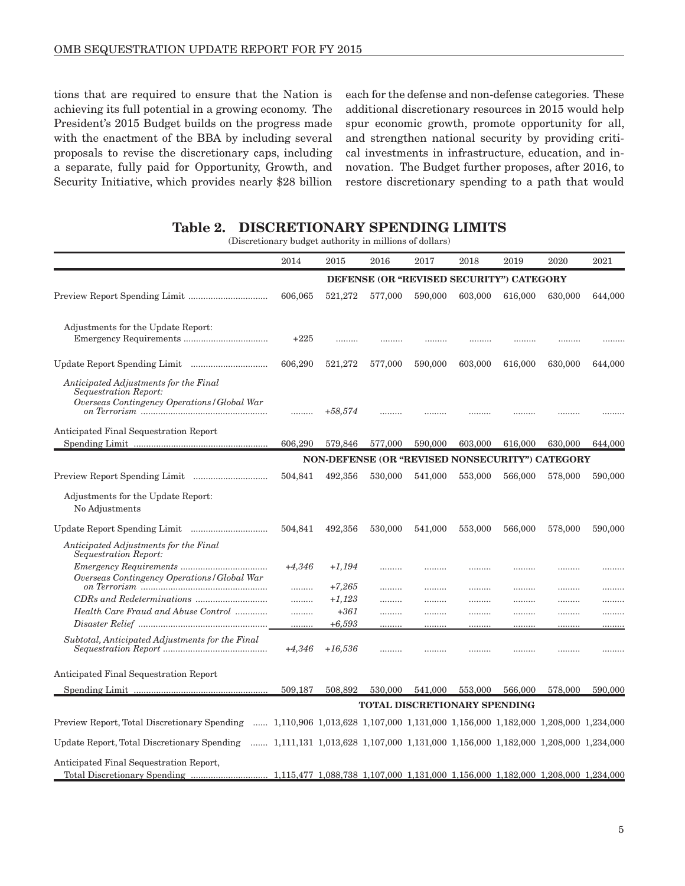tions that are required to ensure that the Nation is achieving its full potential in a growing economy. The President's 2015 Budget builds on the progress made with the enactment of the BBA by including several proposals to revise the discretionary caps, including a separate, fully paid for Opportunity, Growth, and Security Initiative, which provides nearly $28 billion each for the defense and non-defense categories. These additional discretionary resources in 2015 would help spur economic growth, promote opportunity for all, and strengthen national security by providing critical investments in infrastructure, education, and innovation. The Budget further proposes, after 2016, to restore discretionary spending to a path that would

## Table 2. DISCRETIONARY SPENDING LIMITS

(Discretionary budget authority in millions of dollars)

| | 2014 | 2015 | 2016 | 2017 | 2018 | 2019 | 2020 | 2021 |
|---|---|---|---|---|---|---|---|---|
| **DEFENSE (OR "REVISED SECURITY") CATEGORY** | | | | | | | | |
| Preview Report Spending Limit | 606,065 | 521,272 | 577,000 | 590,000 | 603,000 | 616,000 | 630,000 | 644,000 |
| Adjustments for the Update Report: | | | | | | | | |
| Emergency Requirements | +225 | ......... | ......... | ......... | ......... | ......... | ......... | ......... |
| Update Report Spending Limit | 606,290 | 521,272 | 577,000 | 590,000 | 603,000 | 616,000 | 630,000 | 644,000 |
| *Anticipated Adjustments for the Final Sequestration Report:* | | | | | | | | |
| *Overseas Contingency Operations/Global War on Terrorism* | ......... | *+58,574* | ......... | ......... | ......... | ......... | ......... | ......... |
| Anticipated Final Sequestration Report Spending Limit | 606,290 | 579,846 | 577,000 | 590,000 | 603,000 | 616,000 | 630,000 | 644,000 |
| **NON-DEFENSE (OR "REVISED NONSECURITY") CATEGORY** | | | | | | | | |
| Preview Report Spending Limit | 504,841 | 492,356 | 530,000 | 541,000 | 553,000 | 566,000 | 578,000 | 590,000 |
| Adjustments for the Update Report: | | | | | | | | |
| No Adjustments | | | | | | | | |
| Update Report Spending Limit | 504,841 | 492,356 | 530,000 | 541,000 | 553,000 | 566,000 | 578,000 | 590,000 |
| *Anticipated Adjustments for the Final Sequestration Report:* | | | | | | | | |
| *Emergency Requirements* | *+4,346* | *+1,194* | ......... | ......... | ......... | ......... | ......... | ......... |
| *Overseas Contingency Operations/Global War on Terrorism* | ......... | *+7,265* | ......... | ......... | ......... | ......... | ......... | ......... |
| *CDRs and Redeterminations* | ......... | *+1,123* | ......... | ......... | ......... | ......... | ......... | ......... |
| *Health Care Fraud and Abuse Control* | ......... | *+361* | ......... | ......... | ......... | ......... | ......... | ......... |
| *Disaster Relief* | ......... | *+6,593* | ......... | ......... | ......... | ......... | ......... | ......... |
| *Subtotal, Anticipated Adjustments for the Final Sequestration Report* | *+4,346* | *+16,536* | ......... | ......... | ......... | ......... | ......... | ......... |
| Anticipated Final Sequestration Report Spending Limit | 509,187 | 508,892 | 530,000 | 541,000 | 553,000 | 566,000 | 578,000 | 590,000 |
| **TOTAL DISCRETIONARY SPENDING** | | | | | | | | |
| Preview Report, Total Discretionary Spending | 1,110,906 | 1,013,628 | 1,107,000 | 1,131,000 | 1,156,000 | 1,182,000 | 1,208,000 | 1,234,000 |
| Update Report, Total Discretionary Spending | 1,111,131 | 1,013,628 | 1,107,000 | 1,131,000 | 1,156,000 | 1,182,000 | 1,208,000 | 1,234,000 |
| Anticipated Final Sequestration Report, Total Discretionary Spending | 1,115,477 | 1,088,738 | 1,107,000 | 1,131,000 | 1,156,000 | 1,182,000 | 1,208,000 | 1,234,000 |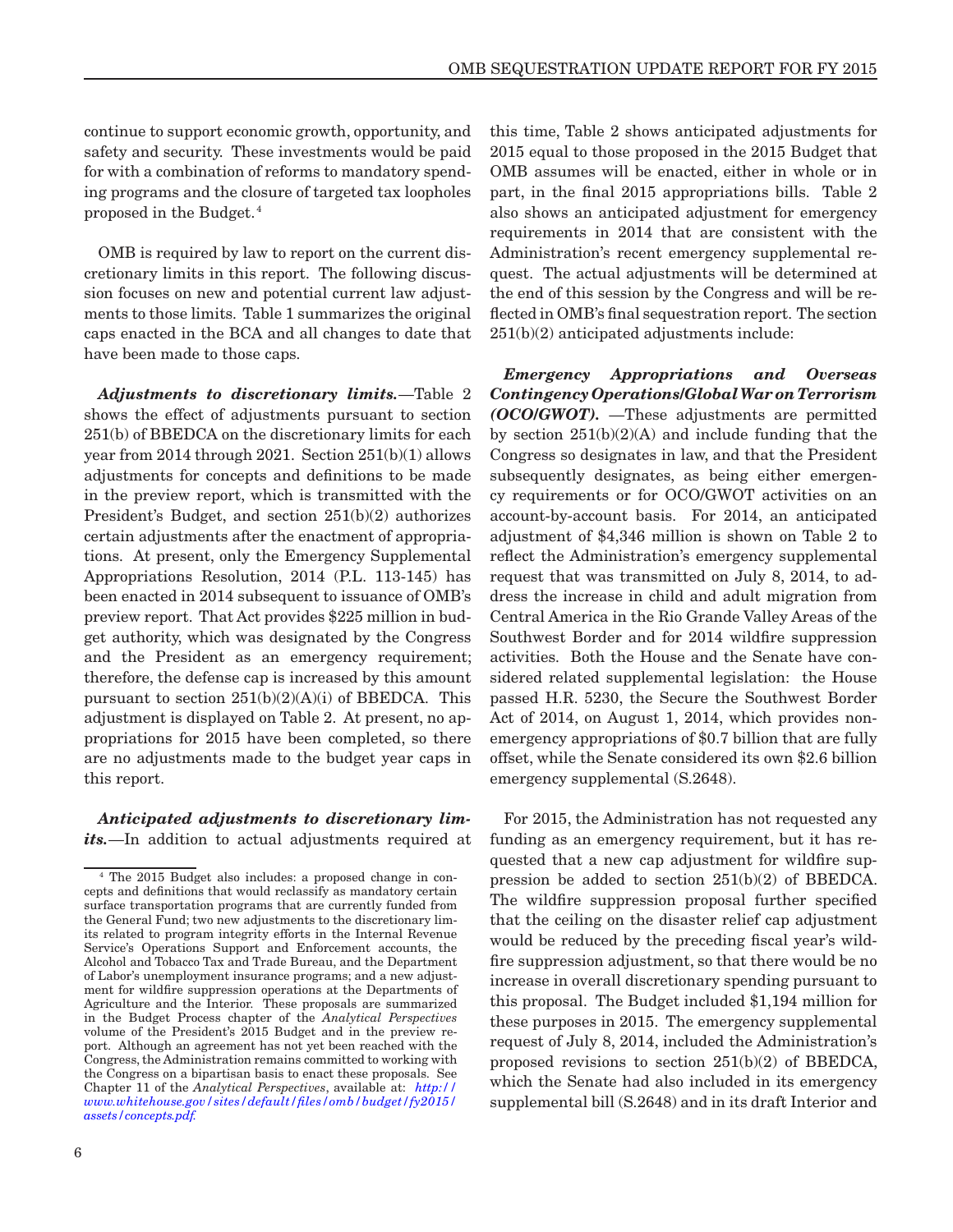continue to support economic growth, opportunity, and safety and security. These investments would be paid for with a combination of reforms to mandatory spending programs and the closure of targeted tax loopholes proposed in the Budget.[4]

OMB is required by law to report on the current discretionary limits in this report. The following discussion focuses on new and potential current law adjustments to those limits. Table 1 summarizes the original caps enacted in the BCA and all changes to date that have been made to those caps.

***Adjustments to discretionary limits.***—Table 2 shows the effect of adjustments pursuant to section 251(b) of BBEDCA on the discretionary limits for each year from 2014 through 2021. Section 251(b)(1) allows adjustments for concepts and definitions to be made in the preview report, which is transmitted with the President's Budget, and section 251(b)(2) authorizes certain adjustments after the enactment of appropriations. At present, only the Emergency Supplemental Appropriations Resolution, 2014 (P.L. 113-145) has been enacted in 2014 subsequent to issuance of OMB's preview report. That Act provides $225 million in budget authority, which was designated by the Congress and the President as an emergency requirement; therefore, the defense cap is increased by this amount pursuant to section 251(b)(2)(A)(i) of BBEDCA. This adjustment is displayed on Table 2. At present, no appropriations for 2015 have been completed, so there are no adjustments made to the budget year caps in this report.

***Anticipated adjustments to discretionary limits.***—In addition to actual adjustments required at this time, Table 2 shows anticipated adjustments for 2015 equal to those proposed in the 2015 Budget that OMB assumes will be enacted, either in whole or in part, in the final 2015 appropriations bills. Table 2 also shows an anticipated adjustment for emergency requirements in 2014 that are consistent with the Administration's recent emergency supplemental request. The actual adjustments will be determined at the end of this session by the Congress and will be reflected in OMB's final sequestration report. The section 251(b)(2) anticipated adjustments include:

***Emergency Appropriations and Overseas Contingency Operations/Global War on Terrorism (OCO/GWOT).*** —These adjustments are permitted by section 251(b)(2)(A) and include funding that the Congress so designates in law, and that the President subsequently designates, as being either emergency requirements or for OCO/GWOT activities on an account-by-account basis. For 2014, an anticipated adjustment of $4,346 million is shown on Table 2 to reflect the Administration's emergency supplemental request that was transmitted on July 8, 2014, to address the increase in child and adult migration from Central America in the Rio Grande Valley Areas of the Southwest Border and for 2014 wildfire suppression activities. Both the House and the Senate have considered related supplemental legislation: the House passed H.R. 5230, the Secure the Southwest Border Act of 2014, on August 1, 2014, which provides non-emergency appropriations of $0.7 billion that are fully offset, while the Senate considered its own $2.6 billion emergency supplemental (S.2648).

For 2015, the Administration has not requested any funding as an emergency requirement, but it has requested that a new cap adjustment for wildfire suppression be added to section 251(b)(2) of BBEDCA. The wildfire suppression proposal further specified that the ceiling on the disaster relief cap adjustment would be reduced by the preceding fiscal year's wildfire suppression adjustment, so that there would be no increase in overall discretionary spending pursuant to this proposal. The Budget included $1,194 million for these purposes in 2015. The emergency supplemental request of July 8, 2014, included the Administration's proposed revisions to section 251(b)(2) of BBEDCA, which the Senate had also included in its emergency supplemental bill (S.2648) and in its draft Interior and

---

[4] The 2015 Budget also includes: a proposed change in concepts and definitions that would reclassify as mandatory certain surface transportation programs that are currently funded from the General Fund; two new adjustments to the discretionary limits related to program integrity efforts in the Internal Revenue Service's Operations Support and Enforcement accounts, the Alcohol and Tobacco Tax and Trade Bureau, and the Department of Labor's unemployment insurance programs; and a new adjustment for wildfire suppression operations at the Departments of Agriculture and the Interior. These proposals are summarized in the Budget Process chapter of the *Analytical Perspectives* volume of the President's 2015 Budget and in the preview report. Although an agreement has not yet been reached with the Congress, the Administration remains committed to working with the Congress on a bipartisan basis to enact these proposals. See Chapter 11 of the *Analytical Perspectives*, available at: *http://www.whitehouse.gov/sites/default/files/omb/budget/fy2015/assets/concepts.pdf.*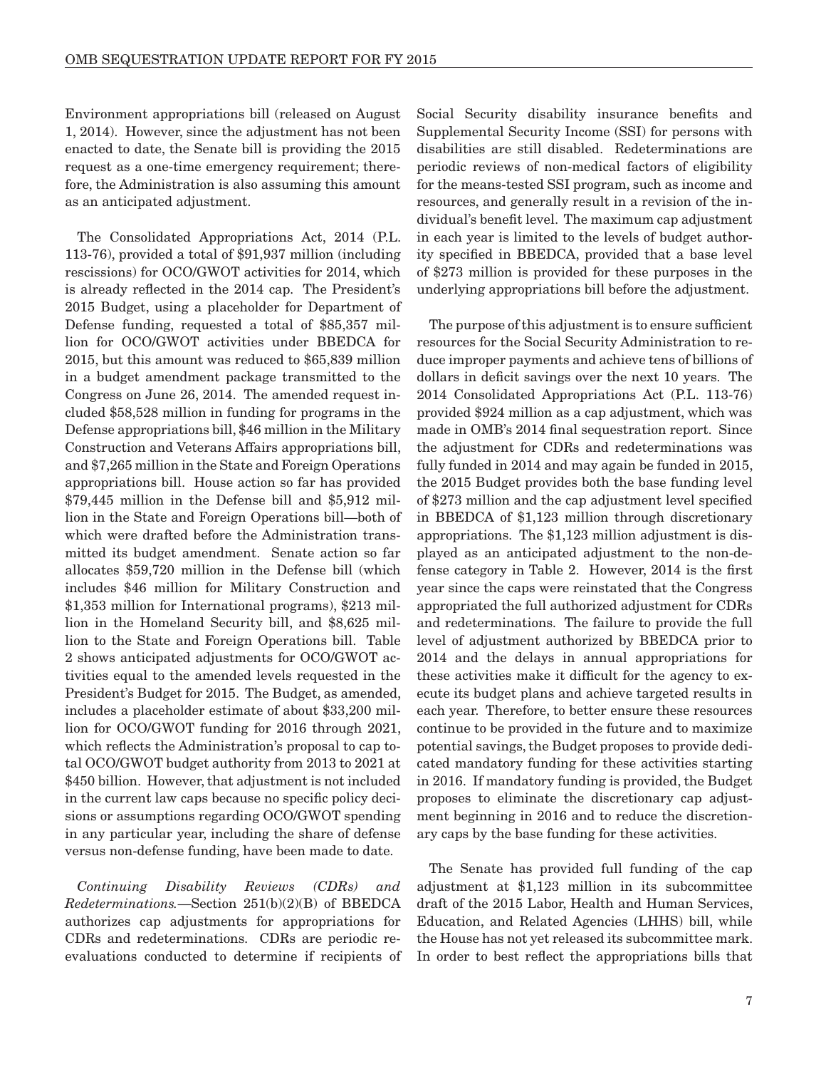Environment appropriations bill (released on August 1, 2014). However, since the adjustment has not been enacted to date, the Senate bill is providing the 2015 request as a one-time emergency requirement; therefore, the Administration is also assuming this amount as an anticipated adjustment.

The Consolidated Appropriations Act, 2014 (P.L. 113-76), provided a total of $91,937 million (including rescissions) for OCO/GWOT activities for 2014, which is already reflected in the 2014 cap. The President's 2015 Budget, using a placeholder for Department of Defense funding, requested a total of $85,357 million for OCO/GWOT activities under BBEDCA for 2015, but this amount was reduced to $65,839 million in a budget amendment package transmitted to the Congress on June 26, 2014. The amended request included $58,528 million in funding for programs in the Defense appropriations bill, $46 million in the Military Construction and Veterans Affairs appropriations bill, and $7,265 million in the State and Foreign Operations appropriations bill. House action so far has provided $79,445 million in the Defense bill and $5,912 million in the State and Foreign Operations bill—both of which were drafted before the Administration transmitted its budget amendment. Senate action so far allocates $59,720 million in the Defense bill (which includes $46 million for Military Construction and $1,353 million for International programs), $213 million in the Homeland Security bill, and $8,625 million to the State and Foreign Operations bill. Table 2 shows anticipated adjustments for OCO/GWOT activities equal to the amended levels requested in the President's Budget for 2015. The Budget, as amended, includes a placeholder estimate of about $33,200 million for OCO/GWOT funding for 2016 through 2021, which reflects the Administration's proposal to cap total OCO/GWOT budget authority from 2013 to 2021 at $450 billion. However, that adjustment is not included in the current law caps because no specific policy decisions or assumptions regarding OCO/GWOT spending in any particular year, including the share of defense versus non-defense funding, have been made to date.

*Continuing Disability Reviews (CDRs) and Redeterminations.*—Section 251(b)(2)(B) of BBEDCA authorizes cap adjustments for appropriations for CDRs and redeterminations. CDRs are periodic reevaluations conducted to determine if recipients of Social Security disability insurance benefits and Supplemental Security Income (SSI) for persons with disabilities are still disabled. Redeterminations are periodic reviews of non-medical factors of eligibility for the means-tested SSI program, such as income and resources, and generally result in a revision of the individual's benefit level. The maximum cap adjustment in each year is limited to the levels of budget authority specified in BBEDCA, provided that a base level of $273 million is provided for these purposes in the underlying appropriations bill before the adjustment.

The purpose of this adjustment is to ensure sufficient resources for the Social Security Administration to reduce improper payments and achieve tens of billions of dollars in deficit savings over the next 10 years. The 2014 Consolidated Appropriations Act (P.L. 113-76) provided $924 million as a cap adjustment, which was made in OMB's 2014 final sequestration report. Since the adjustment for CDRs and redeterminations was fully funded in 2014 and may again be funded in 2015, the 2015 Budget provides both the base funding level of $273 million and the cap adjustment level specified in BBEDCA of $1,123 million through discretionary appropriations. The $1,123 million adjustment is displayed as an anticipated adjustment to the non-defense category in Table 2. However, 2014 is the first year since the caps were reinstated that the Congress appropriated the full authorized adjustment for CDRs and redeterminations. The failure to provide the full level of adjustment authorized by BBEDCA prior to 2014 and the delays in annual appropriations for these activities make it difficult for the agency to execute its budget plans and achieve targeted results in each year. Therefore, to better ensure these resources continue to be provided in the future and to maximize potential savings, the Budget proposes to provide dedicated mandatory funding for these activities starting in 2016. If mandatory funding is provided, the Budget proposes to eliminate the discretionary cap adjustment beginning in 2016 and to reduce the discretionary caps by the base funding for these activities.

The Senate has provided full funding of the cap adjustment at $1,123 million in its subcommittee draft of the 2015 Labor, Health and Human Services, Education, and Related Agencies (LHHS) bill, while the House has not yet released its subcommittee mark. In order to best reflect the appropriations bills that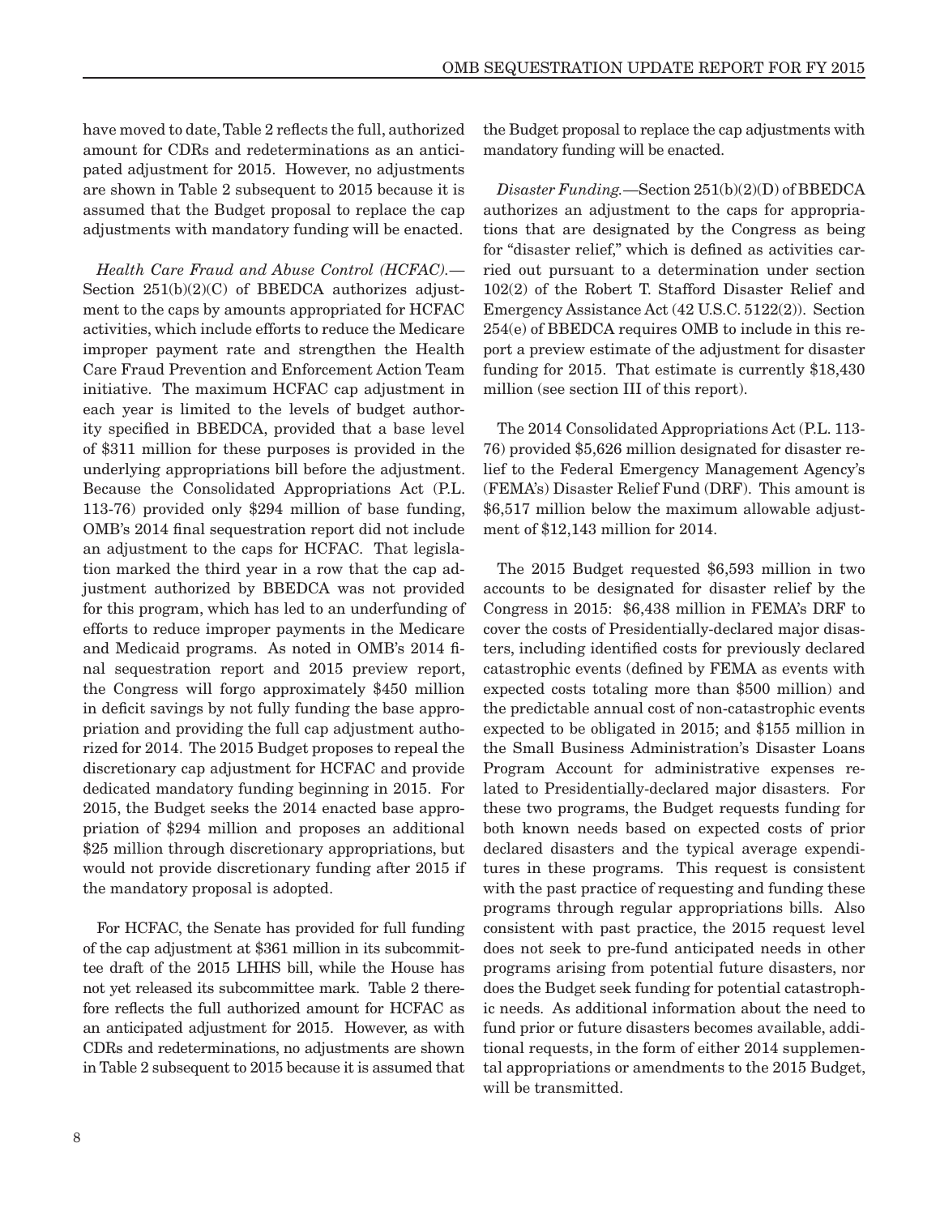have moved to date, Table 2 reflects the full, authorized amount for CDRs and redeterminations as an anticipated adjustment for 2015. However, no adjustments are shown in Table 2 subsequent to 2015 because it is assumed that the Budget proposal to replace the cap adjustments with mandatory funding will be enacted.

*Health Care Fraud and Abuse Control (HCFAC).*— Section 251(b)(2)(C) of BBEDCA authorizes adjustment to the caps by amounts appropriated for HCFAC activities, which include efforts to reduce the Medicare improper payment rate and strengthen the Health Care Fraud Prevention and Enforcement Action Team initiative. The maximum HCFAC cap adjustment in each year is limited to the levels of budget authority specified in BBEDCA, provided that a base level of $311 million for these purposes is provided in the underlying appropriations bill before the adjustment. Because the Consolidated Appropriations Act (P.L. 113-76) provided only $294 million of base funding, OMB's 2014 final sequestration report did not include an adjustment to the caps for HCFAC. That legislation marked the third year in a row that the cap adjustment authorized by BBEDCA was not provided for this program, which has led to an underfunding of efforts to reduce improper payments in the Medicare and Medicaid programs. As noted in OMB's 2014 final sequestration report and 2015 preview report, the Congress will forgo approximately $450 million in deficit savings by not fully funding the base appropriation and providing the full cap adjustment authorized for 2014. The 2015 Budget proposes to repeal the discretionary cap adjustment for HCFAC and provide dedicated mandatory funding beginning in 2015. For 2015, the Budget seeks the 2014 enacted base appropriation of $294 million and proposes an additional $25 million through discretionary appropriations, but would not provide discretionary funding after 2015 if the mandatory proposal is adopted.

For HCFAC, the Senate has provided for full funding of the cap adjustment at $361 million in its subcommittee draft of the 2015 LHHS bill, while the House has not yet released its subcommittee mark. Table 2 therefore reflects the full authorized amount for HCFAC as an anticipated adjustment for 2015. However, as with CDRs and redeterminations, no adjustments are shown in Table 2 subsequent to 2015 because it is assumed that the Budget proposal to replace the cap adjustments with mandatory funding will be enacted.

*Disaster Funding.*—Section 251(b)(2)(D) of BBEDCA authorizes an adjustment to the caps for appropriations that are designated by the Congress as being for "disaster relief," which is defined as activities carried out pursuant to a determination under section 102(2) of the Robert T. Stafford Disaster Relief and Emergency Assistance Act (42 U.S.C. 5122(2)). Section 254(e) of BBEDCA requires OMB to include in this report a preview estimate of the adjustment for disaster funding for 2015. That estimate is currently $18,430 million (see section III of this report).

The 2014 Consolidated Appropriations Act (P.L. 113-76) provided $5,626 million designated for disaster relief to the Federal Emergency Management Agency's (FEMA's) Disaster Relief Fund (DRF). This amount is $6,517 million below the maximum allowable adjustment of $12,143 million for 2014.

The 2015 Budget requested $6,593 million in two accounts to be designated for disaster relief by the Congress in 2015: $6,438 million in FEMA's DRF to cover the costs of Presidentially-declared major disasters, including identified costs for previously declared catastrophic events (defined by FEMA as events with expected costs totaling more than $500 million) and the predictable annual cost of non-catastrophic events expected to be obligated in 2015; and $155 million in the Small Business Administration's Disaster Loans Program Account for administrative expenses related to Presidentially-declared major disasters. For these two programs, the Budget requests funding for both known needs based on expected costs of prior declared disasters and the typical average expenditures in these programs. This request is consistent with the past practice of requesting and funding these programs through regular appropriations bills. Also consistent with past practice, the 2015 request level does not seek to pre-fund anticipated needs in other programs arising from potential future disasters, nor does the Budget seek funding for potential catastrophic needs. As additional information about the need to fund prior or future disasters becomes available, additional requests, in the form of either 2014 supplemental appropriations or amendments to the 2015 Budget, will be transmitted.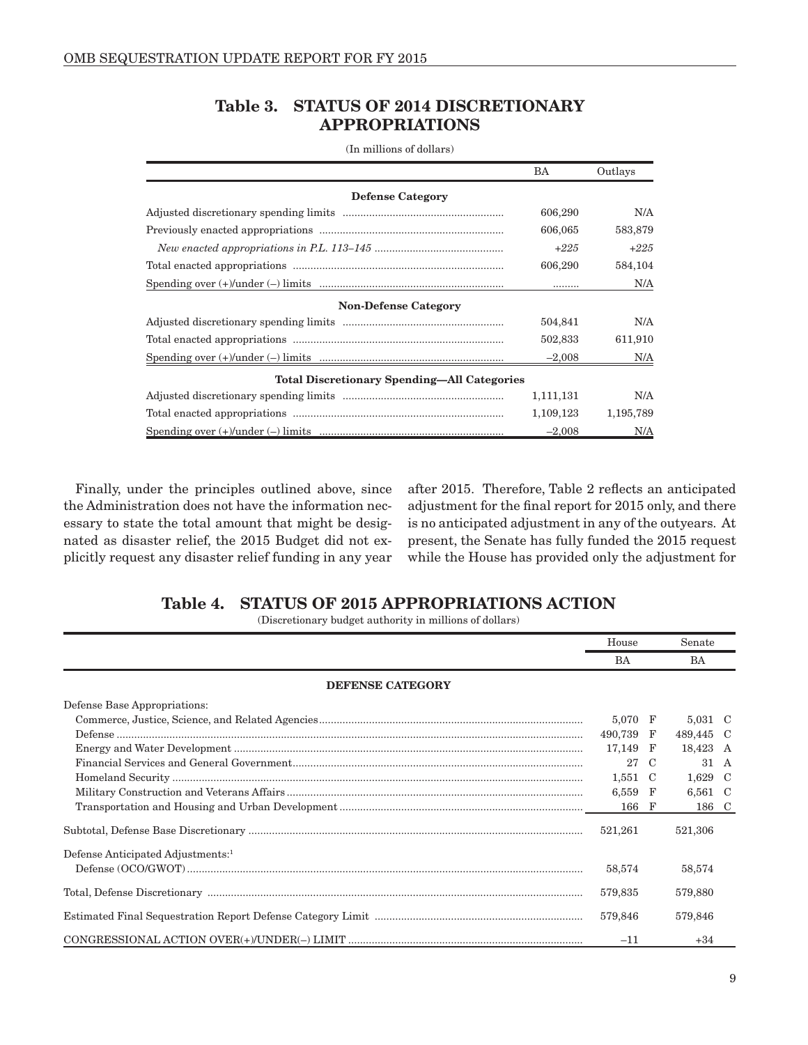## Table 3. STATUS OF 2014 DISCRETIONARY APPROPRIATIONS

(In millions of dollars)

| | BA | Outlays |
|---|---|---|
| **Defense Category** | | |
| Adjusted discretionary spending limits | 606,290 | N/A |
| Previously enacted appropriations | 606,065 | 583,879 |
| *New enacted appropriations in P.L. 113–145* | *+225* | *+225* |
| Total enacted appropriations | 606,290 | 584,104 |
| Spending over (+)/under (–) limits | ......... | N/A |
| **Non-Defense Category** | | |
| Adjusted discretionary spending limits | 504,841 | N/A |
| Total enacted appropriations | 502,833 | 611,910 |
| Spending over (+)/under (–) limits | –2,008 | N/A |
| **Total Discretionary Spending—All Categories** | | |
| Adjusted discretionary spending limits | 1,111,131 | N/A |
| Total enacted appropriations | 1,109,123 | 1,195,789 |
| Spending over (+)/under (–) limits | –2,008 | N/A |

Finally, under the principles outlined above, since the Administration does not have the information necessary to state the total amount that might be designated as disaster relief, the 2015 Budget did not explicitly request any disaster relief funding in any year after 2015. Therefore, Table 2 reflects an anticipated adjustment for the final report for 2015 only, and there is no anticipated adjustment in any of the outyears. At present, the Senate has fully funded the 2015 request while the House has provided only the adjustment for

## Table 4. STATUS OF 2015 APPROPRIATIONS ACTION

(Discretionary budget authority in millions of dollars)

| | House | | Senate | |
|---|---|---|---|---|
| | BA | | BA | |
| **DEFENSE CATEGORY** | | | | |
| Defense Base Appropriations: | | | | |
| Commerce, Justice, Science, and Related Agencies | 5,070 | F | 5,031 | C |
| Defense | 490,739 | F | 489,445 | C |
| Energy and Water Development | 17,149 | F | 18,423 | A |
| Financial Services and General Government | 27 | C | 31 | A |
| Homeland Security | 1,551 | C | 1,629 | C |
| Military Construction and Veterans Affairs | 6,559 | F | 6,561 | C |
| Transportation and Housing and Urban Development | 166 | F | 186 | C |
| Subtotal, Defense Base Discretionary | 521,261 | | 521,306 | |
| Defense Anticipated Adjustments:[1] | | | | |
| Defense (OCO/GWOT) | 58,574 | | 58,574 | |
| Total, Defense Discretionary | 579,835 | | 579,880 | |
| Estimated Final Sequestration Report Defense Category Limit | 579,846 | | 579,846 | |
| CONGRESSIONAL ACTION OVER(+)/UNDER(–) LIMIT | –11 | | +34 | |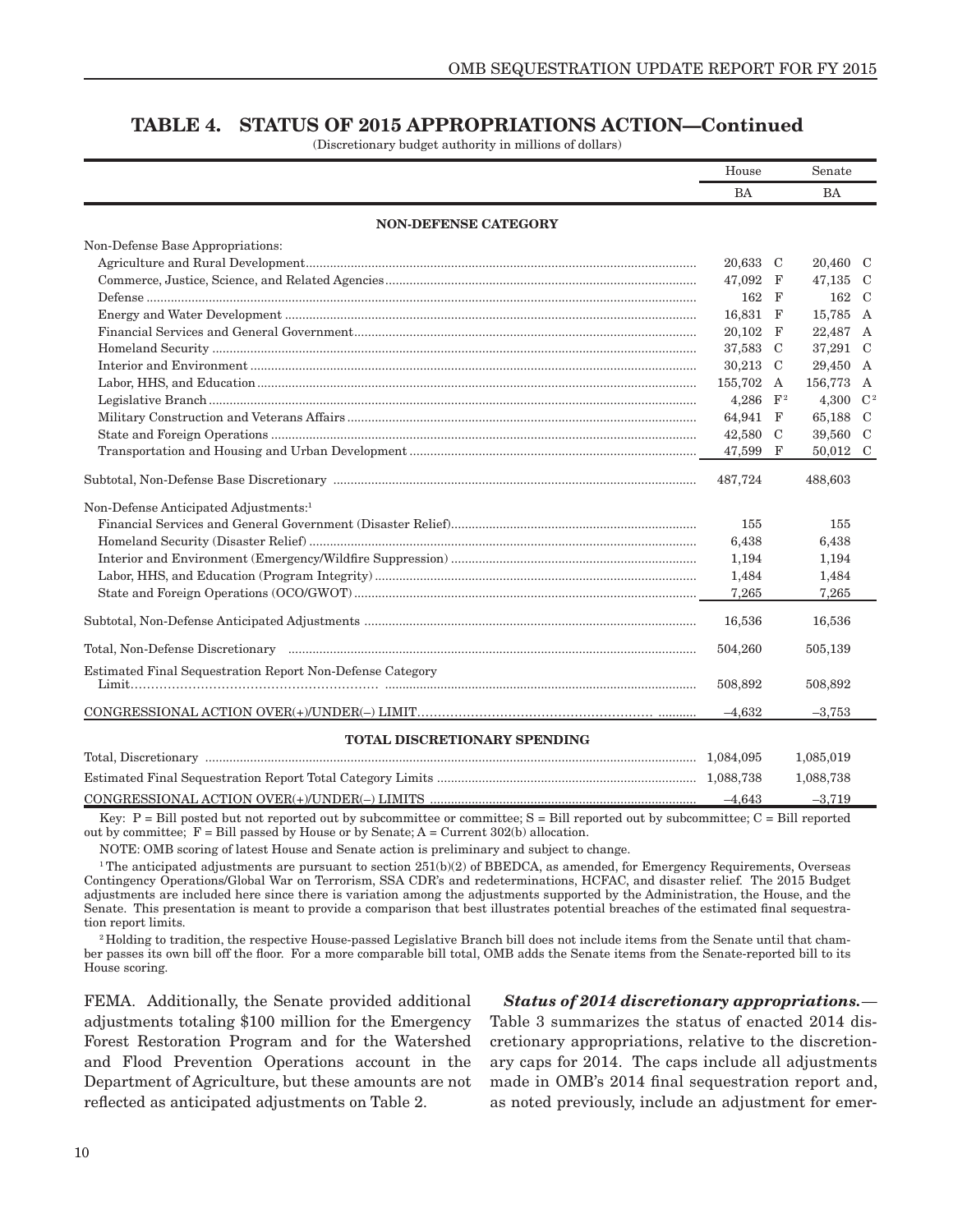## TABLE 4. STATUS OF 2015 APPROPRIATIONS ACTION—Continued

(Discretionary budget authority in millions of dollars)

| | House | | Senate | |
|---|---|---|---|---|
| | BA | | BA | |
| **NON-DEFENSE CATEGORY** | | | | |
| Non-Defense Base Appropriations: | | | | |
| Agriculture and Rural Development | 20,633 | C | 20,460 | C |
| Commerce, Justice, Science, and Related Agencies | 47,092 | F | 47,135 | C |
| Defense | 162 | F | 162 | C |
| Energy and Water Development | 16,831 | F | 15,785 | A |
| Financial Services and General Government | 20,102 | F | 22,487 | A |
| Homeland Security | 37,583 | C | 37,291 | C |
| Interior and Environment | 30,213 | C | 29,450 | A |
| Labor, HHS, and Education | 155,702 | A | 156,773 | A |
| Legislative Branch | 4,286 | F[2] | 4,300 | C[2] |
| Military Construction and Veterans Affairs | 64,941 | F | 65,188 | C |
| State and Foreign Operations | 42,580 | C | 39,560 | C |
| Transportation and Housing and Urban Development | 47,599 | F | 50,012 | C |
| Subtotal, Non-Defense Base Discretionary | 487,724 | | 488,603 | |
| Non-Defense Anticipated Adjustments:[1] | | | | |
| Financial Services and General Government (Disaster Relief) | 155 | | 155 | |
| Homeland Security (Disaster Relief) | 6,438 | | 6,438 | |
| Interior and Environment (Emergency/Wildfire Suppression) | 1,194 | | 1,194 | |
| Labor, HHS, and Education (Program Integrity) | 1,484 | | 1,484 | |
| State and Foreign Operations (OCO/GWOT) | 7,265 | | 7,265 | |
| Subtotal, Non-Defense Anticipated Adjustments | 16,536 | | 16,536 | |
| Total, Non-Defense Discretionary | 504,260 | | 505,139 | |
| Estimated Final Sequestration Report Non-Defense Category Limit | 508,892 | | 508,892 | |
| CONGRESSIONAL ACTION OVER(+)/UNDER(–) LIMIT | –4,632 | | –3,753 | |
| **TOTAL DISCRETIONARY SPENDING** | | | | |
| Total, Discretionary | 1,084,095 | | 1,085,019 | |
| Estimated Final Sequestration Report Total Category Limits | 1,088,738 | | 1,088,738 | |
| CONGRESSIONAL ACTION OVER(+)/UNDER(–) LIMITS | –4,643 | | –3,719 | |

Key: P = Bill posted but not reported out by subcommittee or committee; S = Bill reported out by subcommittee; C = Bill reported out by committee; F = Bill passed by House or by Senate; A = Current 302(b) allocation.

NOTE: OMB scoring of latest House and Senate action is preliminary and subject to change.

[1] The anticipated adjustments are pursuant to section 251(b)(2) of BBEDCA, as amended, for Emergency Requirements, Overseas Contingency Operations/Global War on Terrorism, SSA CDR's and redeterminations, HCFAC, and disaster relief. The 2015 Budget adjustments are included here since there is variation among the adjustments supported by the Administration, the House, and the Senate. This presentation is meant to provide a comparison that best illustrates potential breaches of the estimated final sequestration report limits.

[2] Holding to tradition, the respective House-passed Legislative Branch bill does not include items from the Senate until that chamber passes its own bill off the floor. For a more comparable bill total, OMB adds the Senate items from the Senate-reported bill to its House scoring.

FEMA. Additionally, the Senate provided additional adjustments totaling $100 million for the Emergency Forest Restoration Program and for the Watershed and Flood Prevention Operations account in the Department of Agriculture, but these amounts are not reflected as anticipated adjustments on Table 2.

***Status of 2014 discretionary appropriations.***— Table 3 summarizes the status of enacted 2014 discretionary appropriations, relative to the discretionary caps for 2014. The caps include all adjustments made in OMB's 2014 final sequestration report and, as noted previously, include an adjustment for emer-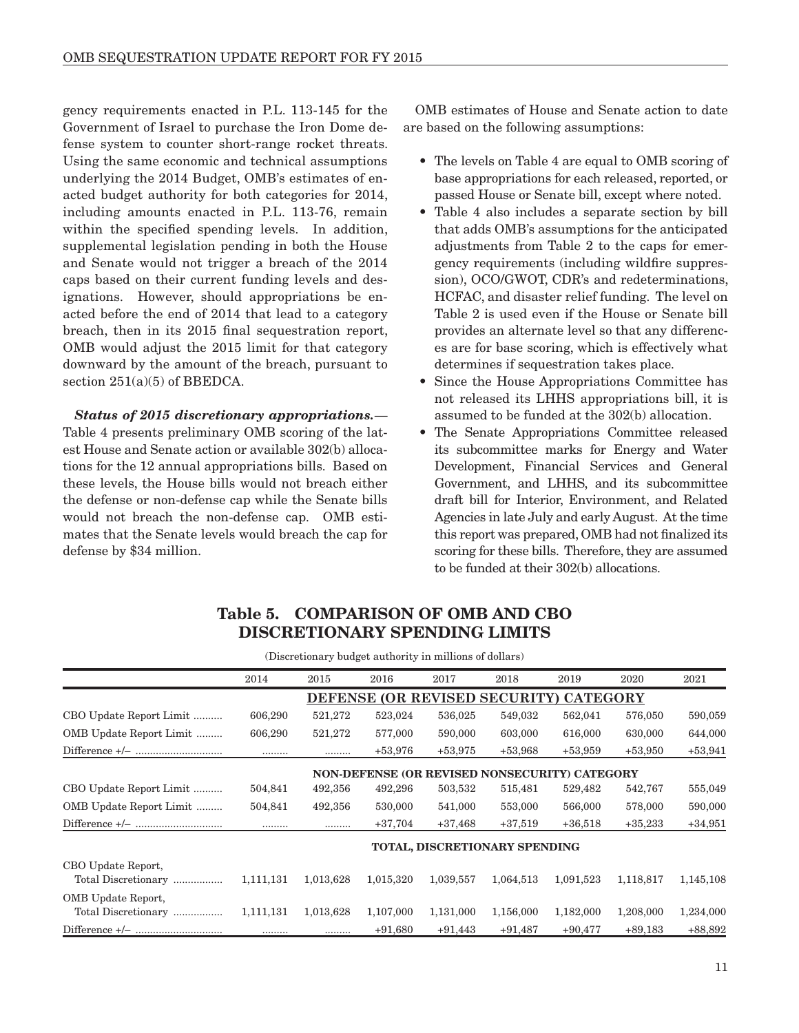gency requirements enacted in P.L. 113-145 for the Government of Israel to purchase the Iron Dome defense system to counter short-range rocket threats. Using the same economic and technical assumptions underlying the 2014 Budget, OMB's estimates of enacted budget authority for both categories for 2014, including amounts enacted in P.L. 113-76, remain within the specified spending levels. In addition, supplemental legislation pending in both the House and Senate would not trigger a breach of the 2014 caps based on their current funding levels and designations. However, should appropriations be enacted before the end of 2014 that lead to a category breach, then in its 2015 final sequestration report, OMB would adjust the 2015 limit for that category downward by the amount of the breach, pursuant to section 251(a)(5) of BBEDCA.

***Status of 2015 discretionary appropriations.***— Table 4 presents preliminary OMB scoring of the latest House and Senate action or available 302(b) allocations for the 12 annual appropriations bills. Based on these levels, the House bills would not breach either the defense or non-defense cap while the Senate bills would not breach the non-defense cap. OMB estimates that the Senate levels would breach the cap for defense by $34 million.

OMB estimates of House and Senate action to date are based on the following assumptions:

- The levels on Table 4 are equal to OMB scoring of base appropriations for each released, reported, or passed House or Senate bill, except where noted.
- Table 4 also includes a separate section by bill that adds OMB's assumptions for the anticipated adjustments from Table 2 to the caps for emergency requirements (including wildfire suppression), OCO/GWOT, CDR's and redeterminations, HCFAC, and disaster relief funding. The level on Table 2 is used even if the House or Senate bill provides an alternate level so that any differences are for base scoring, which is effectively what determines if sequestration takes place.
- Since the House Appropriations Committee has not released its LHHS appropriations bill, it is assumed to be funded at the 302(b) allocation.
- The Senate Appropriations Committee released its subcommittee marks for Energy and Water Development, Financial Services and General Government, and LHHS, and its subcommittee draft bill for Interior, Environment, and Related Agencies in late July and early August. At the time this report was prepared, OMB had not finalized its scoring for these bills. Therefore, they are assumed to be funded at their 302(b) allocations.

## Table 5. COMPARISON OF OMB AND CBO DISCRETIONARY SPENDING LIMITS

(Discretionary budget authority in millions of dollars)

| | 2014 | 2015 | 2016 | 2017 | 2018 | 2019 | 2020 | 2021 |
|---|---|---|---|---|---|---|---|---|
| | **DEFENSE (OR REVISED SECURITY) CATEGORY** | | | | | | | |
| CBO Update Report Limit | 606,290 | 521,272 | 523,024 | 536,025 | 549,032 | 562,041 | 576,050 | 590,059 |
| OMB Update Report Limit | 606,290 | 521,272 | 577,000 | 590,000 | 603,000 | 616,000 | 630,000 | 644,000 |
| Difference +/– | ......... | ......... | +53,976 | +53,975 | +53,968 | +53,959 | +53,950 | +53,941 |
| | **NON-DEFENSE (OR REVISED NONSECURITY) CATEGORY** | | | | | | | |
| CBO Update Report Limit | 504,841 | 492,356 | 492,296 | 503,532 | 515,481 | 529,482 | 542,767 | 555,049 |
| OMB Update Report Limit | 504,841 | 492,356 | 530,000 | 541,000 | 553,000 | 566,000 | 578,000 | 590,000 |
| Difference +/– | ......... | ......... | +37,704 | +37,468 | +37,519 | +36,518 | +35,233 | +34,951 |
| | **TOTAL, DISCRETIONARY SPENDING** | | | | | | | |
| CBO Update Report, Total Discretionary | 1,111,131 | 1,013,628 | 1,015,320 | 1,039,557 | 1,064,513 | 1,091,523 | 1,118,817 | 1,145,108 |
| OMB Update Report, Total Discretionary | 1,111,131 | 1,013,628 | 1,107,000 | 1,131,000 | 1,156,000 | 1,182,000 | 1,208,000 | 1,234,000 |
| Difference +/– | ......... | ......... | +91,680 | +91,443 | +91,487 | +90,477 | +89,183 | +88,892 |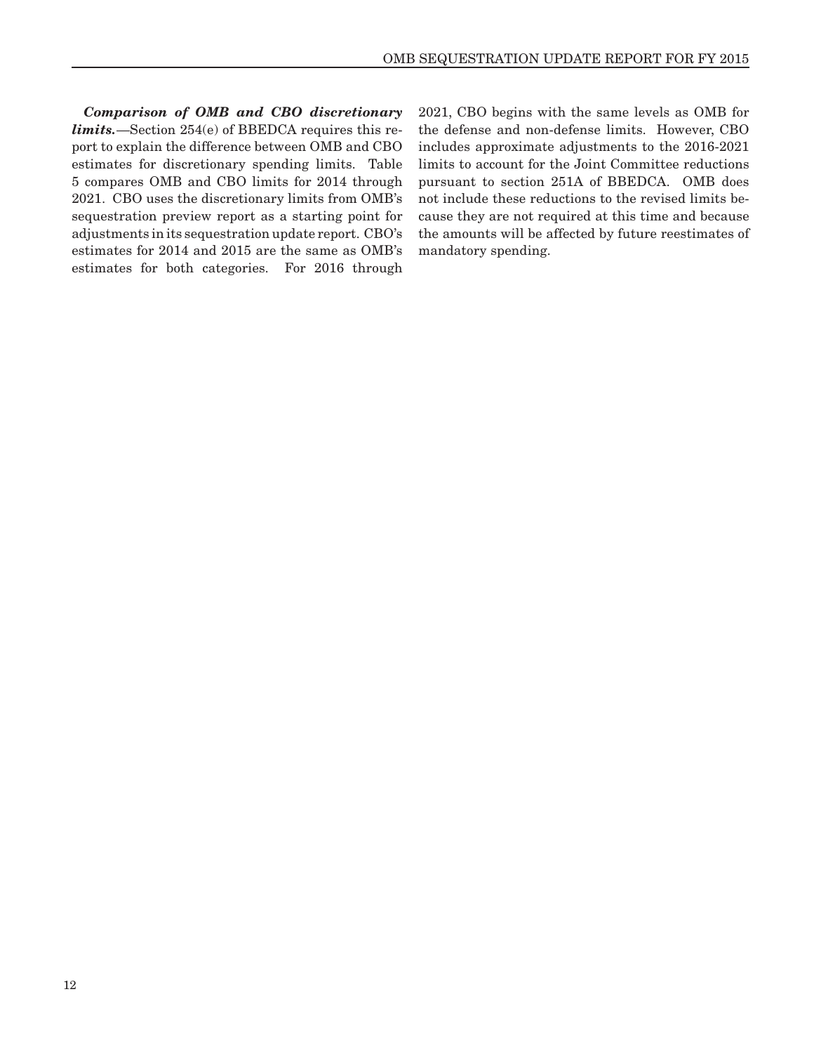***Comparison of OMB and CBO discretionary limits.***—Section 254(e) of BBEDCA requires this report to explain the difference between OMB and CBO estimates for discretionary spending limits. Table 5 compares OMB and CBO limits for 2014 through 2021. CBO uses the discretionary limits from OMB's sequestration preview report as a starting point for adjustments in its sequestration update report. CBO's estimates for 2014 and 2015 are the same as OMB's estimates for both categories. For 2016 through 2021, CBO begins with the same levels as OMB for the defense and non-defense limits. However, CBO includes approximate adjustments to the 2016-2021 limits to account for the Joint Committee reductions pursuant to section 251A of BBEDCA. OMB does not include these reductions to the revised limits because they are not required at this time and because the amounts will be affected by future reestimates of mandatory spending.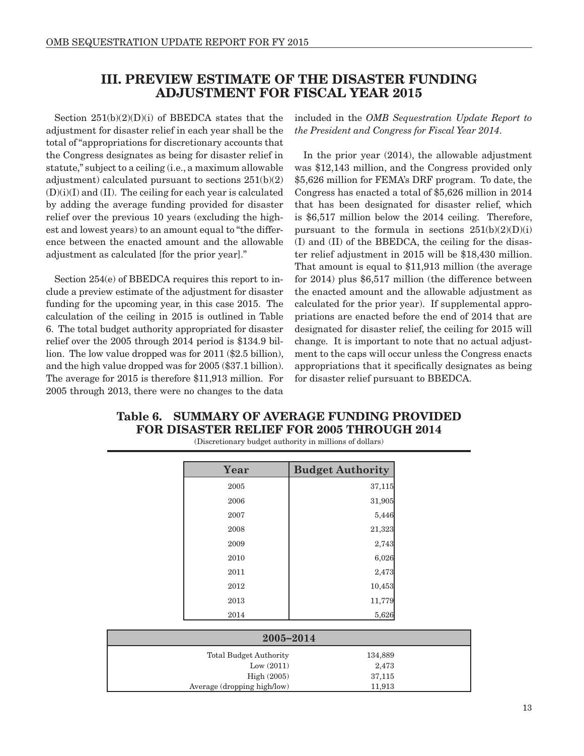## III. PREVIEW ESTIMATE OF THE DISASTER FUNDING ADJUSTMENT FOR FISCAL YEAR 2015

Section 251(b)(2)(D)(i) of BBEDCA states that the adjustment for disaster relief in each year shall be the total of "appropriations for discretionary accounts that the Congress designates as being for disaster relief in statute," subject to a ceiling (i.e., a maximum allowable adjustment) calculated pursuant to sections 251(b)(2)(D)(i)(I) and (II). The ceiling for each year is calculated by adding the average funding provided for disaster relief over the previous 10 years (excluding the highest and lowest years) to an amount equal to "the difference between the enacted amount and the allowable adjustment as calculated [for the prior year]."

Section 254(e) of BBEDCA requires this report to include a preview estimate of the adjustment for disaster funding for the upcoming year, in this case 2015. The calculation of the ceiling in 2015 is outlined in Table 6. The total budget authority appropriated for disaster relief over the 2005 through 2014 period is $134.9 billion. The low value dropped was for 2011 ($2.5 billion), and the high value dropped was for 2005 ($37.1 billion). The average for 2015 is therefore $11,913 million. For 2005 through 2013, there were no changes to the data included in the *OMB Sequestration Update Report to the President and Congress for Fiscal Year 2014*.

In the prior year (2014), the allowable adjustment was $12,143 million, and the Congress provided only $5,626 million for FEMA's DRF program. To date, the Congress has enacted a total of $5,626 million in 2014 that has been designated for disaster relief, which is $6,517 million below the 2014 ceiling. Therefore, pursuant to the formula in sections 251(b)(2)(D)(i)(I) and (II) of the BBEDCA, the ceiling for the disaster relief adjustment in 2015 will be $18,430 million. That amount is equal to $11,913 million (the average for 2014) plus $6,517 million (the difference between the enacted amount and the allowable adjustment as calculated for the prior year). If supplemental appropriations are enacted before the end of 2014 that are designated for disaster relief, the ceiling for 2015 will change. It is important to note that no actual adjustment to the caps will occur unless the Congress enacts appropriations that it specifically designates as being for disaster relief pursuant to BBEDCA.

**Table 6. SUMMARY OF AVERAGE FUNDING PROVIDED FOR DISASTER RELIEF FOR 2005 THROUGH 2014**

(Discretionary budget authority in millions of dollars)

| Year | Budget Authority |
|---|---|
| 2005 | 37,115 |
| 2006 | 31,905 |
| 2007 | 5,446 |
| 2008 | 21,323 |
| 2009 | 2,743 |
| 2010 | 6,026 |
| 2011 | 2,473 |
| 2012 | 10,453 |
| 2013 | 11,779 |
| 2014 | 5,626 |

| 2005–2014 | |
|---|---|
| Total Budget Authority | 134,889 |
| Low (2011) | 2,473 |
| High (2005) | 37,115 |
| Average (dropping high/low) | 11,913 |